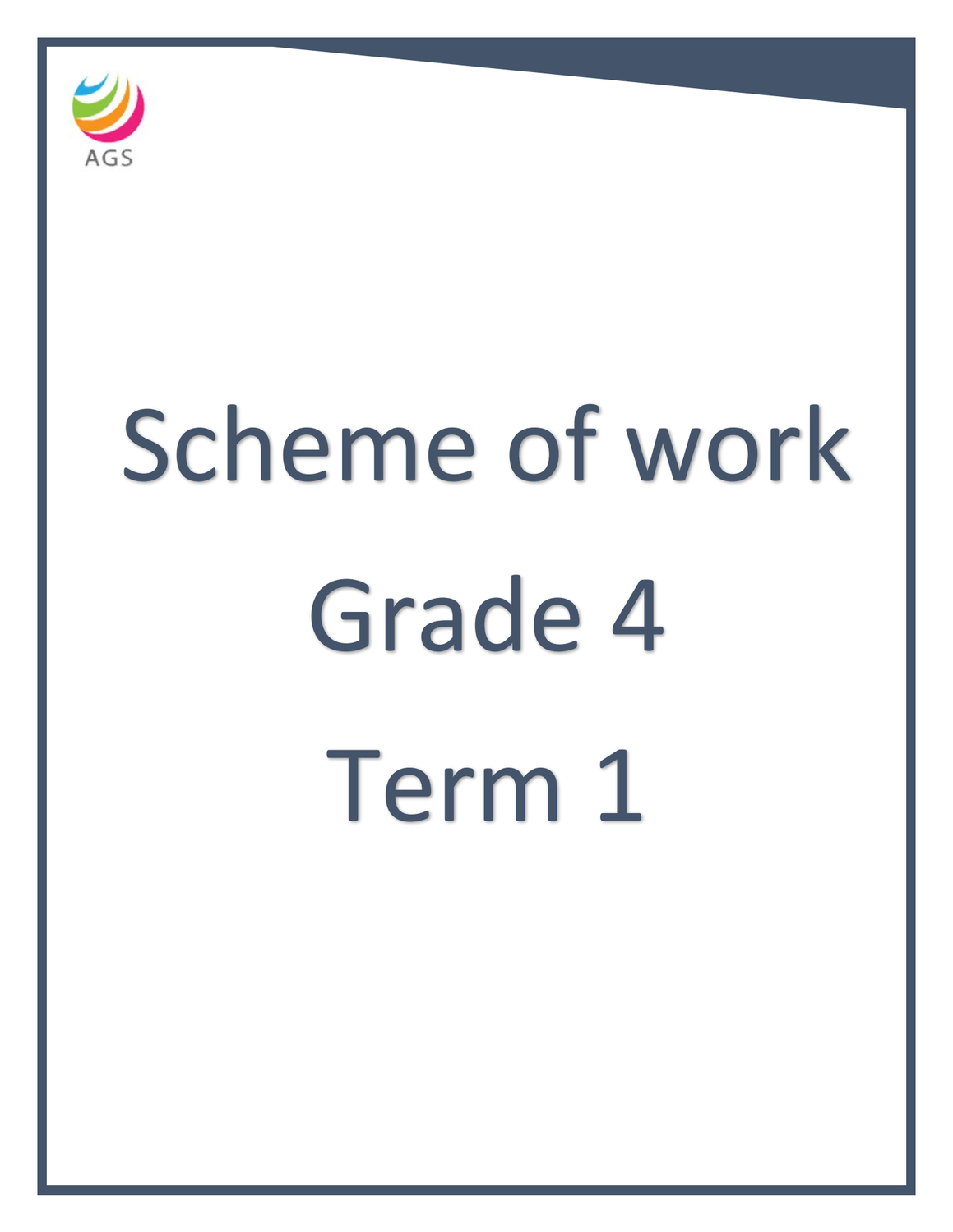AGS

# Scheme of work

# Grade 4

# Term 1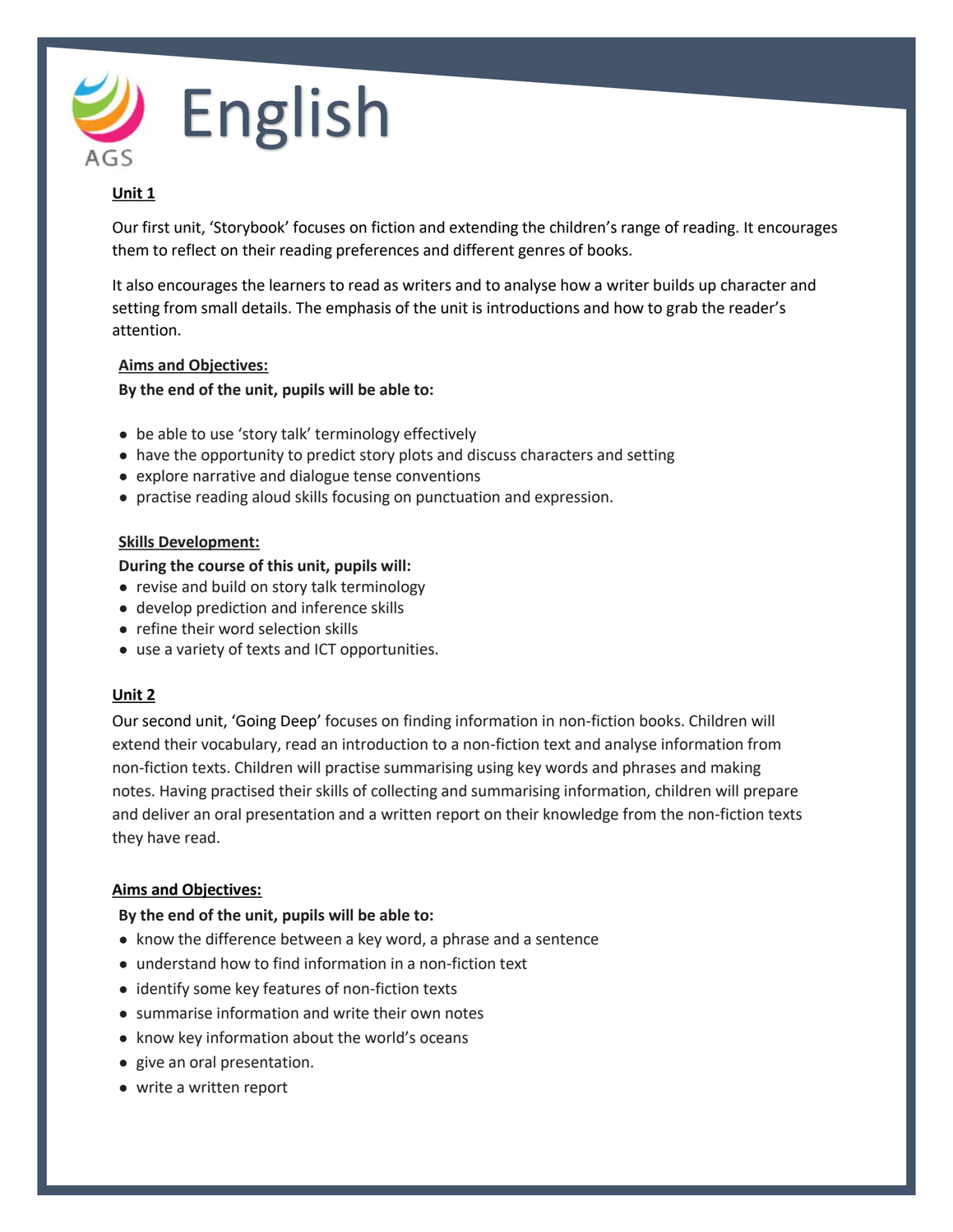# English

AGS

**Unit 1**

Our first unit, 'Storybook' focuses on fiction and extending the children's range of reading. It encourages them to reflect on their reading preferences and different genres of books.

It also encourages the learners to read as writers and to analyse how a writer builds up character and setting from small details. The emphasis of the unit is introductions and how to grab the reader's attention.

**Aims and Objectives:**

**By the end of the unit, pupils will be able to:**

- be able to use 'story talk' terminology effectively
- have the opportunity to predict story plots and discuss characters and setting
- explore narrative and dialogue tense conventions
- practise reading aloud skills focusing on punctuation and expression.

**Skills Development:**

**During the course of this unit, pupils will:**

- revise and build on story talk terminology
- develop prediction and inference skills
- refine their word selection skills
- use a variety of texts and ICT opportunities.

**Unit 2**

Our second unit, 'Going Deep' focuses on finding information in non-fiction books. Children will extend their vocabulary, read an introduction to a non-fiction text and analyse information from non-fiction texts. Children will practise summarising using key words and phrases and making notes. Having practised their skills of collecting and summarising information, children will prepare and deliver an oral presentation and a written report on their knowledge from the non-fiction texts they have read.

**Aims and Objectives:**

**By the end of the unit, pupils will be able to:**

- know the difference between a key word, a phrase and a sentence
- understand how to find information in a non-fiction text
- identify some key features of non-fiction texts
- summarise information and write their own notes
- know key information about the world's oceans
- give an oral presentation.
- write a written report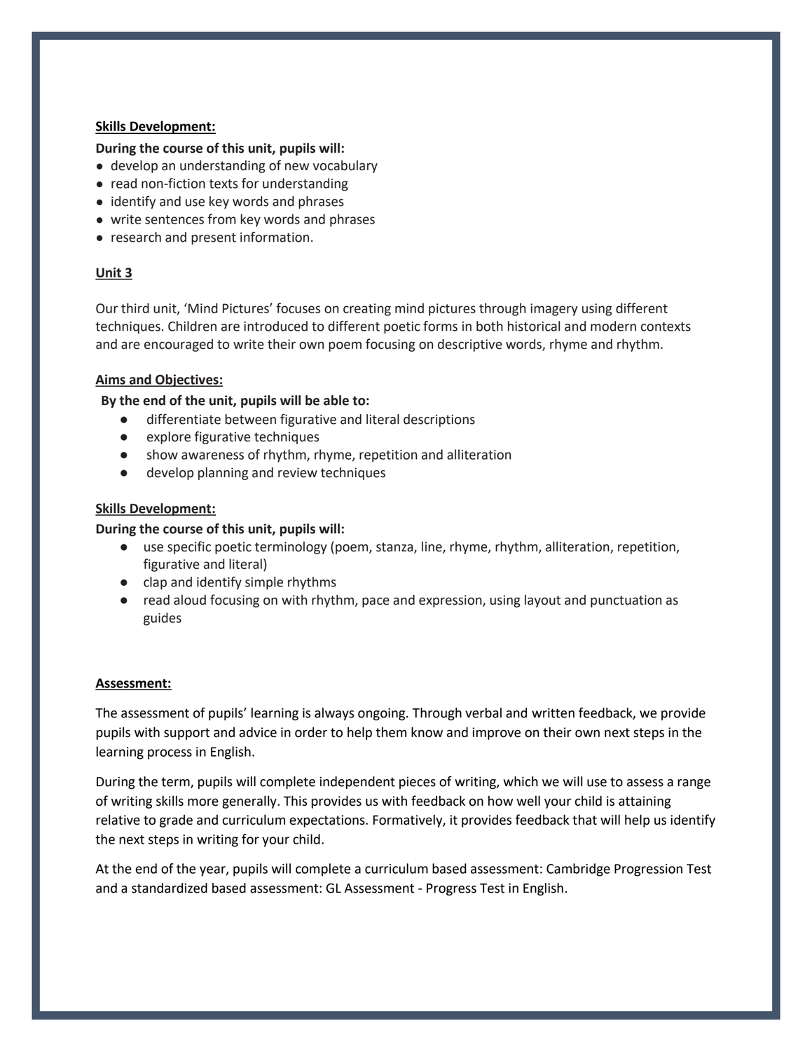**Skills Development:**

**During the course of this unit, pupils will:**

- develop an understanding of new vocabulary
- read non-fiction texts for understanding
- identify and use key words and phrases
- write sentences from key words and phrases
- research and present information.

**Unit 3**

Our third unit, 'Mind Pictures' focuses on creating mind pictures through imagery using different techniques. Children are introduced to different poetic forms in both historical and modern contexts and are encouraged to write their own poem focusing on descriptive words, rhyme and rhythm.

**Aims and Objectives:**

**By the end of the unit, pupils will be able to:**

- differentiate between figurative and literal descriptions
- explore figurative techniques
- show awareness of rhythm, rhyme, repetition and alliteration
- develop planning and review techniques

**Skills Development:**

**During the course of this unit, pupils will:**

- use specific poetic terminology (poem, stanza, line, rhyme, rhythm, alliteration, repetition, figurative and literal)
- clap and identify simple rhythms
- read aloud focusing on with rhythm, pace and expression, using layout and punctuation as guides

**Assessment:**

The assessment of pupils' learning is always ongoing. Through verbal and written feedback, we provide pupils with support and advice in order to help them know and improve on their own next steps in the learning process in English.

During the term, pupils will complete independent pieces of writing, which we will use to assess a range of writing skills more generally. This provides us with feedback on how well your child is attaining relative to grade and curriculum expectations. Formatively, it provides feedback that will help us identify the next steps in writing for your child.

At the end of the year, pupils will complete a curriculum based assessment: Cambridge Progression Test and a standardized based assessment: GL Assessment - Progress Test in English.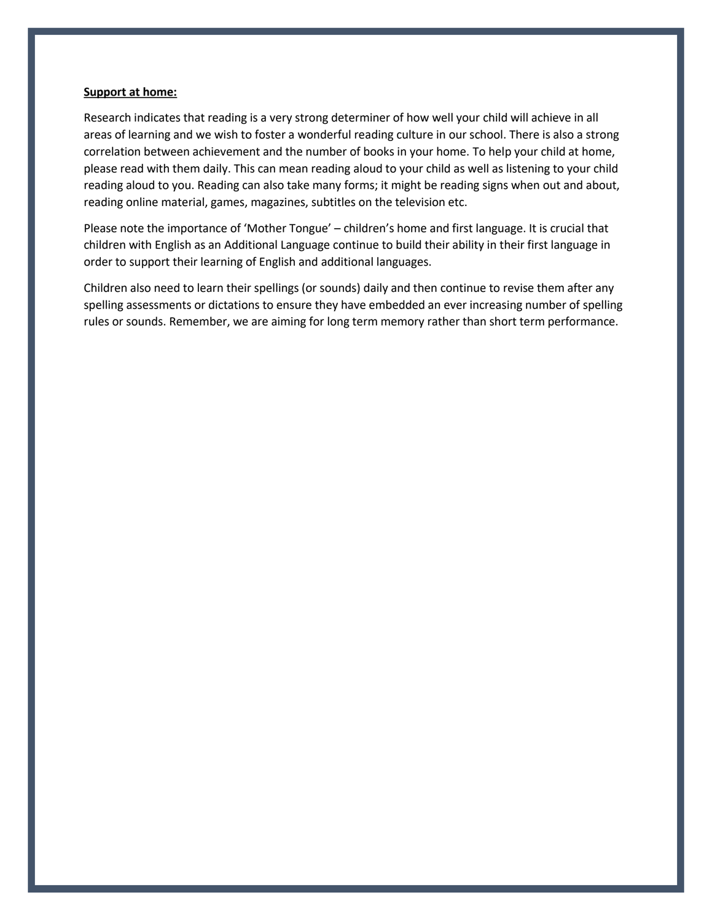**Support at home:**

Research indicates that reading is a very strong determiner of how well your child will achieve in all areas of learning and we wish to foster a wonderful reading culture in our school. There is also a strong correlation between achievement and the number of books in your home. To help your child at home, please read with them daily. This can mean reading aloud to your child as well as listening to your child reading aloud to you. Reading can also take many forms; it might be reading signs when out and about, reading online material, games, magazines, subtitles on the television etc.

Please note the importance of 'Mother Tongue' – children's home and first language. It is crucial that children with English as an Additional Language continue to build their ability in their first language in order to support their learning of English and additional languages.

Children also need to learn their spellings (or sounds) daily and then continue to revise them after any spelling assessments or dictations to ensure they have embedded an ever increasing number of spelling rules or sounds. Remember, we are aiming for long term memory rather than short term performance.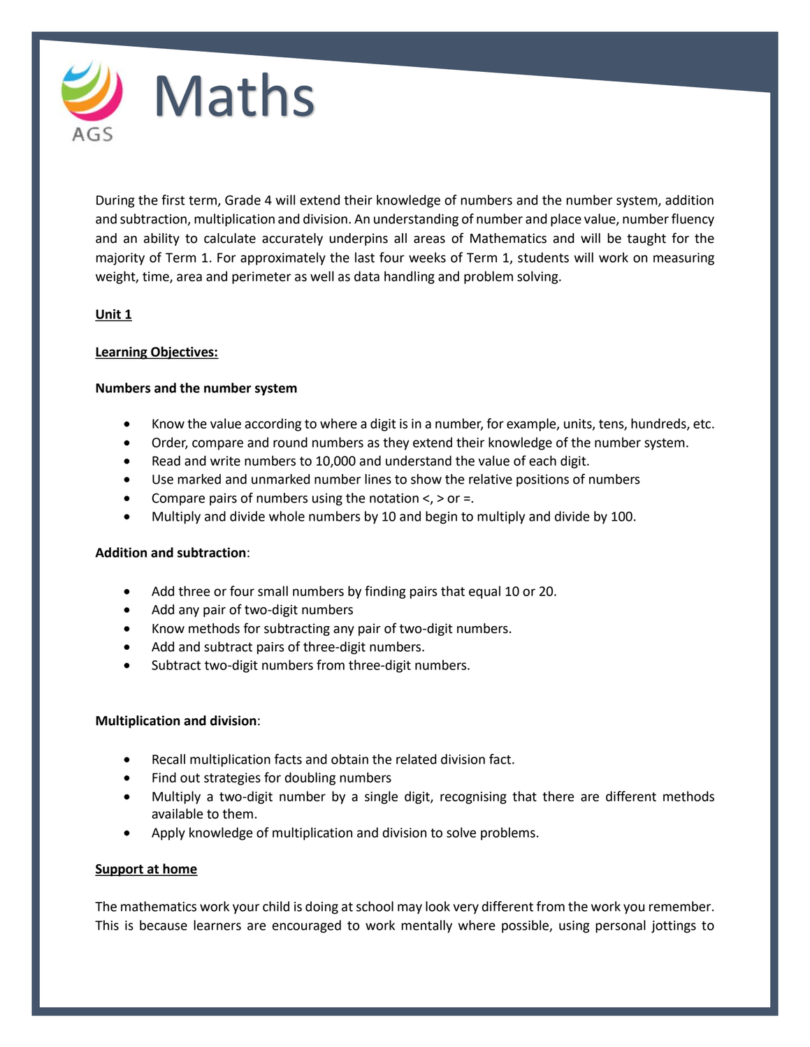# Maths

During the first term, Grade 4 will extend their knowledge of numbers and the number system, addition and subtraction, multiplication and division. An understanding of number and place value, number fluency and an ability to calculate accurately underpins all areas of Mathematics and will be taught for the majority of Term 1. For approximately the last four weeks of Term 1, students will work on measuring weight, time, area and perimeter as well as data handling and problem solving.

**Unit 1**

**Learning Objectives:**

**Numbers and the number system**

- Know the value according to where a digit is in a number, for example, units, tens, hundreds, etc.
- Order, compare and round numbers as they extend their knowledge of the number system.
- Read and write numbers to 10,000 and understand the value of each digit.
- Use marked and unmarked number lines to show the relative positions of numbers
- Compare pairs of numbers using the notation <, > or =.
- Multiply and divide whole numbers by 10 and begin to multiply and divide by 100.

**Addition and subtraction**:

- Add three or four small numbers by finding pairs that equal 10 or 20.
- Add any pair of two-digit numbers
- Know methods for subtracting any pair of two-digit numbers.
- Add and subtract pairs of three-digit numbers.
- Subtract two-digit numbers from three-digit numbers.

**Multiplication and division**:

- Recall multiplication facts and obtain the related division fact.
- Find out strategies for doubling numbers
- Multiply a two-digit number by a single digit, recognising that there are different methods available to them.
- Apply knowledge of multiplication and division to solve problems.

**Support at home**

The mathematics work your child is doing at school may look very different from the work you remember. This is because learners are encouraged to work mentally where possible, using personal jottings to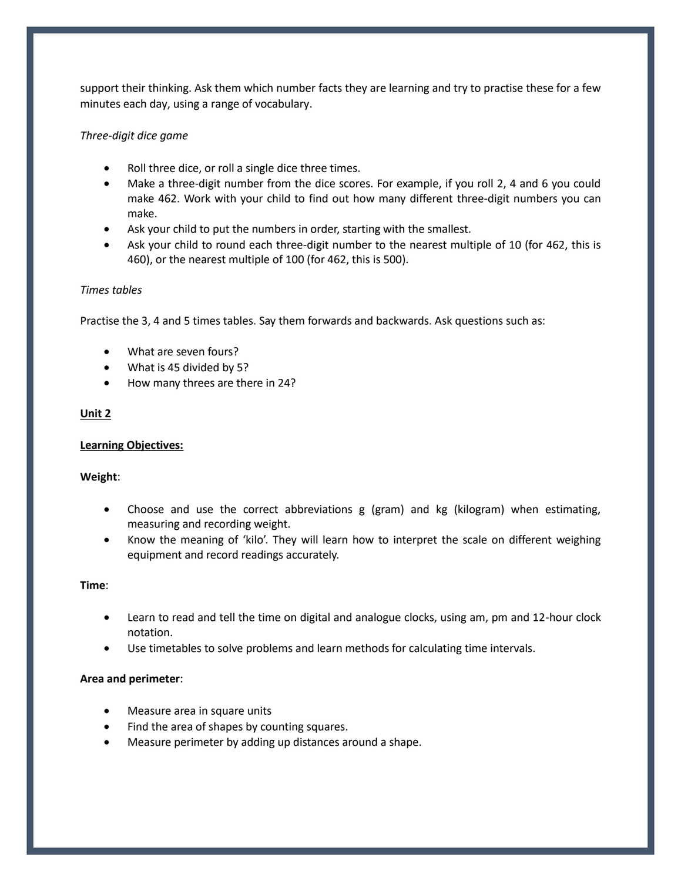support their thinking. Ask them which number facts they are learning and try to practise these for a few minutes each day, using a range of vocabulary.

*Three-digit dice game*

- Roll three dice, or roll a single dice three times.
- Make a three-digit number from the dice scores. For example, if you roll 2, 4 and 6 you could make 462. Work with your child to find out how many different three-digit numbers you can make.
- Ask your child to put the numbers in order, starting with the smallest.
- Ask your child to round each three-digit number to the nearest multiple of 10 (for 462, this is 460), or the nearest multiple of 100 (for 462, this is 500).

*Times tables*

Practise the 3, 4 and 5 times tables. Say them forwards and backwards. Ask questions such as:

- What are seven fours?
- What is 45 divided by 5?
- How many threes are there in 24?

**<u>Unit 2</u>**

**<u>Learning Objectives:</u>**

**Weight**:

- Choose and use the correct abbreviations g (gram) and kg (kilogram) when estimating, measuring and recording weight.
- Know the meaning of 'kilo'. They will learn how to interpret the scale on different weighing equipment and record readings accurately.

**Time**:

- Learn to read and tell the time on digital and analogue clocks, using am, pm and 12-hour clock notation.
- Use timetables to solve problems and learn methods for calculating time intervals.

**Area and perimeter**:

- Measure area in square units
- Find the area of shapes by counting squares.
- Measure perimeter by adding up distances around a shape.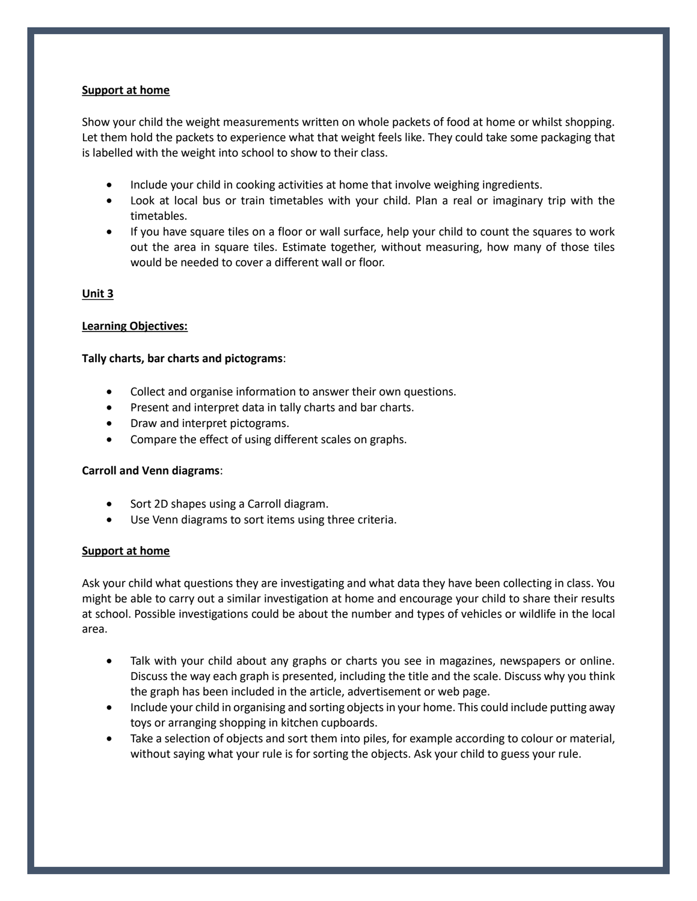**Support at home**

Show your child the weight measurements written on whole packets of food at home or whilst shopping. Let them hold the packets to experience what that weight feels like. They could take some packaging that is labelled with the weight into school to show to their class.

- Include your child in cooking activities at home that involve weighing ingredients.
- Look at local bus or train timetables with your child. Plan a real or imaginary trip with the timetables.
- If you have square tiles on a floor or wall surface, help your child to count the squares to work out the area in square tiles. Estimate together, without measuring, how many of those tiles would be needed to cover a different wall or floor.

**Unit 3**

**Learning Objectives:**

**Tally charts, bar charts and pictograms**:

- Collect and organise information to answer their own questions.
- Present and interpret data in tally charts and bar charts.
- Draw and interpret pictograms.
- Compare the effect of using different scales on graphs.

**Carroll and Venn diagrams**:

- Sort 2D shapes using a Carroll diagram.
- Use Venn diagrams to sort items using three criteria.

**Support at home**

Ask your child what questions they are investigating and what data they have been collecting in class. You might be able to carry out a similar investigation at home and encourage your child to share their results at school. Possible investigations could be about the number and types of vehicles or wildlife in the local area.

- Talk with your child about any graphs or charts you see in magazines, newspapers or online. Discuss the way each graph is presented, including the title and the scale. Discuss why you think the graph has been included in the article, advertisement or web page.
- Include your child in organising and sorting objects in your home. This could include putting away toys or arranging shopping in kitchen cupboards.
- Take a selection of objects and sort them into piles, for example according to colour or material, without saying what your rule is for sorting the objects. Ask your child to guess your rule.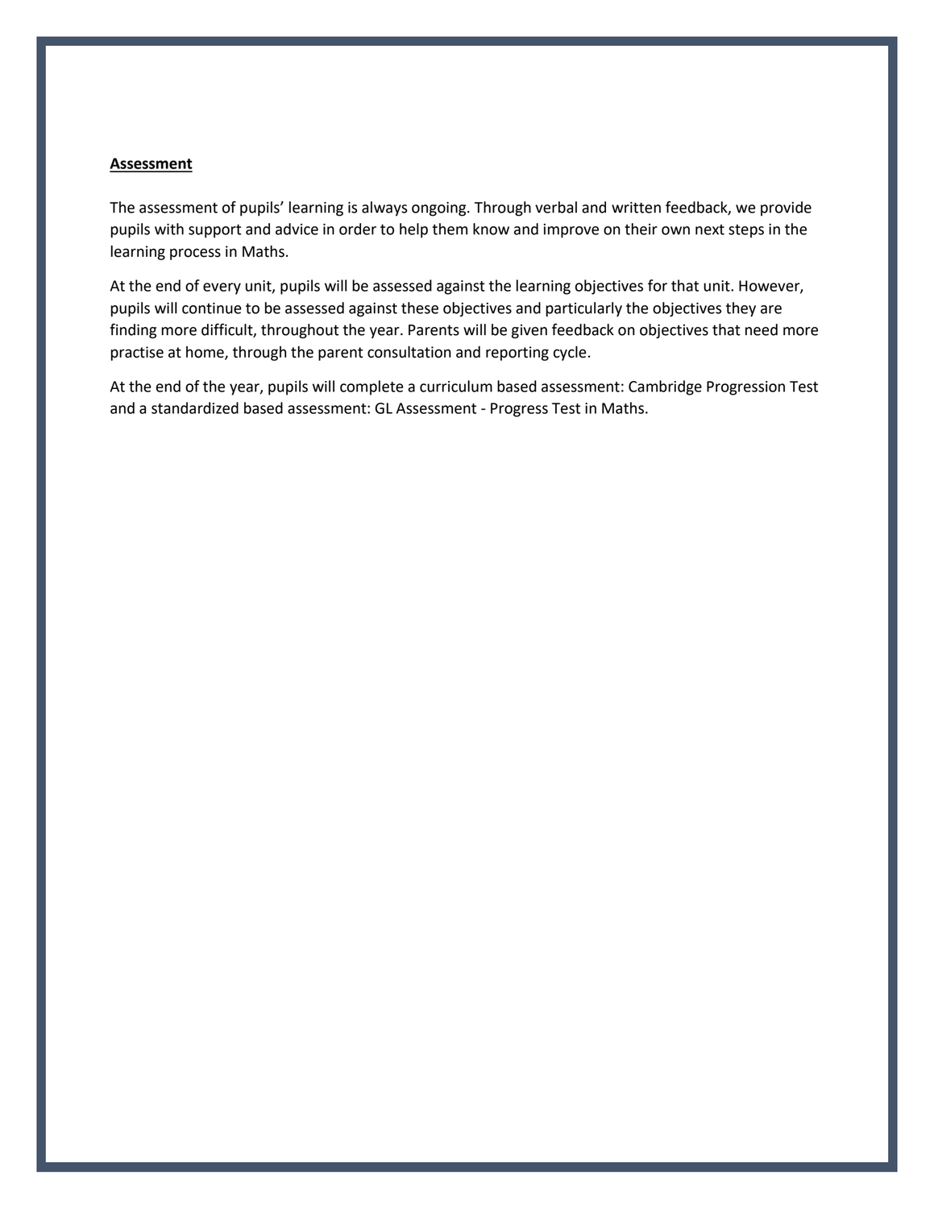**Assessment**

The assessment of pupils' learning is always ongoing. Through verbal and written feedback, we provide pupils with support and advice in order to help them know and improve on their own next steps in the learning process in Maths.

At the end of every unit, pupils will be assessed against the learning objectives for that unit. However, pupils will continue to be assessed against these objectives and particularly the objectives they are finding more difficult, throughout the year. Parents will be given feedback on objectives that need more practise at home, through the parent consultation and reporting cycle.

At the end of the year, pupils will complete a curriculum based assessment: Cambridge Progression Test and a standardized based assessment: GL Assessment - Progress Test in Maths.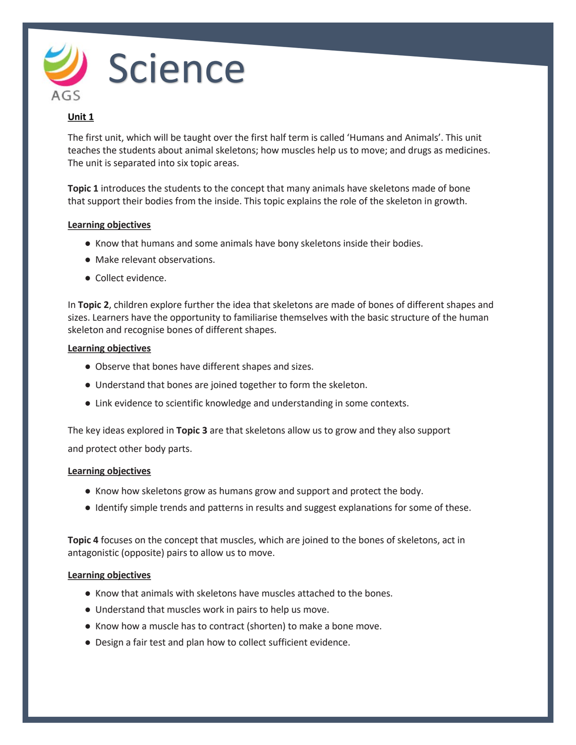# Science

**Unit 1**

The first unit, which will be taught over the first half term is called 'Humans and Animals'. This unit teaches the students about animal skeletons; how muscles help us to move; and drugs as medicines. The unit is separated into six topic areas.

**Topic 1** introduces the students to the concept that many animals have skeletons made of bone that support their bodies from the inside. This topic explains the role of the skeleton in growth.

**Learning objectives**

- Know that humans and some animals have bony skeletons inside their bodies.
- Make relevant observations.
- Collect evidence.

In **Topic 2**, children explore further the idea that skeletons are made of bones of different shapes and sizes. Learners have the opportunity to familiarise themselves with the basic structure of the human skeleton and recognise bones of different shapes.

**Learning objectives**

- Observe that bones have different shapes and sizes.
- Understand that bones are joined together to form the skeleton.
- Link evidence to scientific knowledge and understanding in some contexts.

The key ideas explored in **Topic 3** are that skeletons allow us to grow and they also support and protect other body parts.

**Learning objectives**

- Know how skeletons grow as humans grow and support and protect the body.
- Identify simple trends and patterns in results and suggest explanations for some of these.

**Topic 4** focuses on the concept that muscles, which are joined to the bones of skeletons, act in antagonistic (opposite) pairs to allow us to move.

**Learning objectives**

- Know that animals with skeletons have muscles attached to the bones.
- Understand that muscles work in pairs to help us move.
- Know how a muscle has to contract (shorten) to make a bone move.
- Design a fair test and plan how to collect sufficient evidence.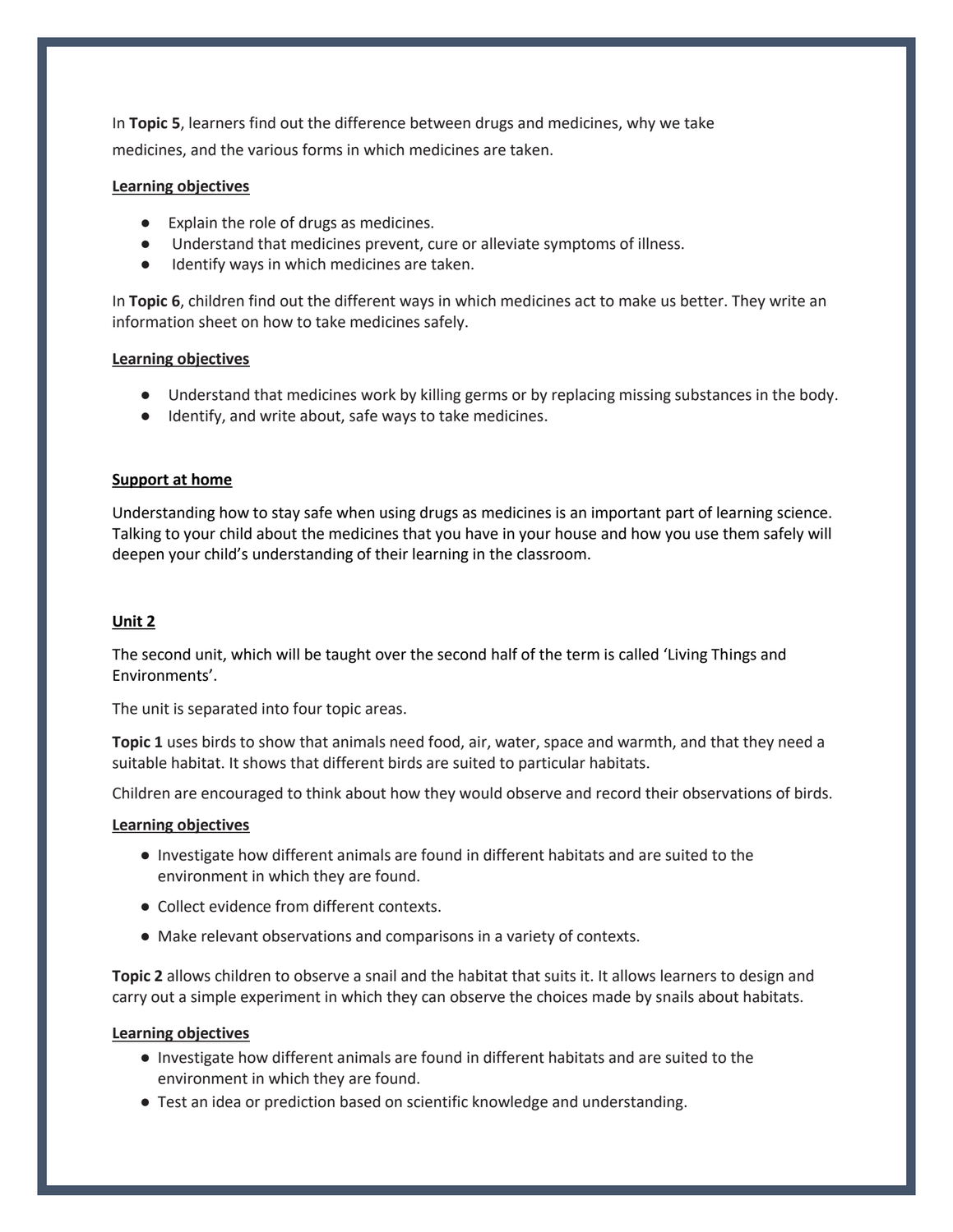In **Topic 5**, learners find out the difference between drugs and medicines, why we take medicines, and the various forms in which medicines are taken.

**Learning objectives**

- Explain the role of drugs as medicines.
- Understand that medicines prevent, cure or alleviate symptoms of illness.
- Identify ways in which medicines are taken.

In **Topic 6**, children find out the different ways in which medicines act to make us better. They write an information sheet on how to take medicines safely.

**Learning objectives**

- Understand that medicines work by killing germs or by replacing missing substances in the body.
- Identify, and write about, safe ways to take medicines.

**Support at home**

Understanding how to stay safe when using drugs as medicines is an important part of learning science. Talking to your child about the medicines that you have in your house and how you use them safely will deepen your child's understanding of their learning in the classroom.

**Unit 2**

The second unit, which will be taught over the second half of the term is called 'Living Things and Environments'.

The unit is separated into four topic areas.

**Topic 1** uses birds to show that animals need food, air, water, space and warmth, and that they need a suitable habitat. It shows that different birds are suited to particular habitats.

Children are encouraged to think about how they would observe and record their observations of birds.

**Learning objectives**

- Investigate how different animals are found in different habitats and are suited to the environment in which they are found.
- Collect evidence from different contexts.
- Make relevant observations and comparisons in a variety of contexts.

**Topic 2** allows children to observe a snail and the habitat that suits it. It allows learners to design and carry out a simple experiment in which they can observe the choices made by snails about habitats.

**Learning objectives**

- Investigate how different animals are found in different habitats and are suited to the environment in which they are found.
- Test an idea or prediction based on scientific knowledge and understanding.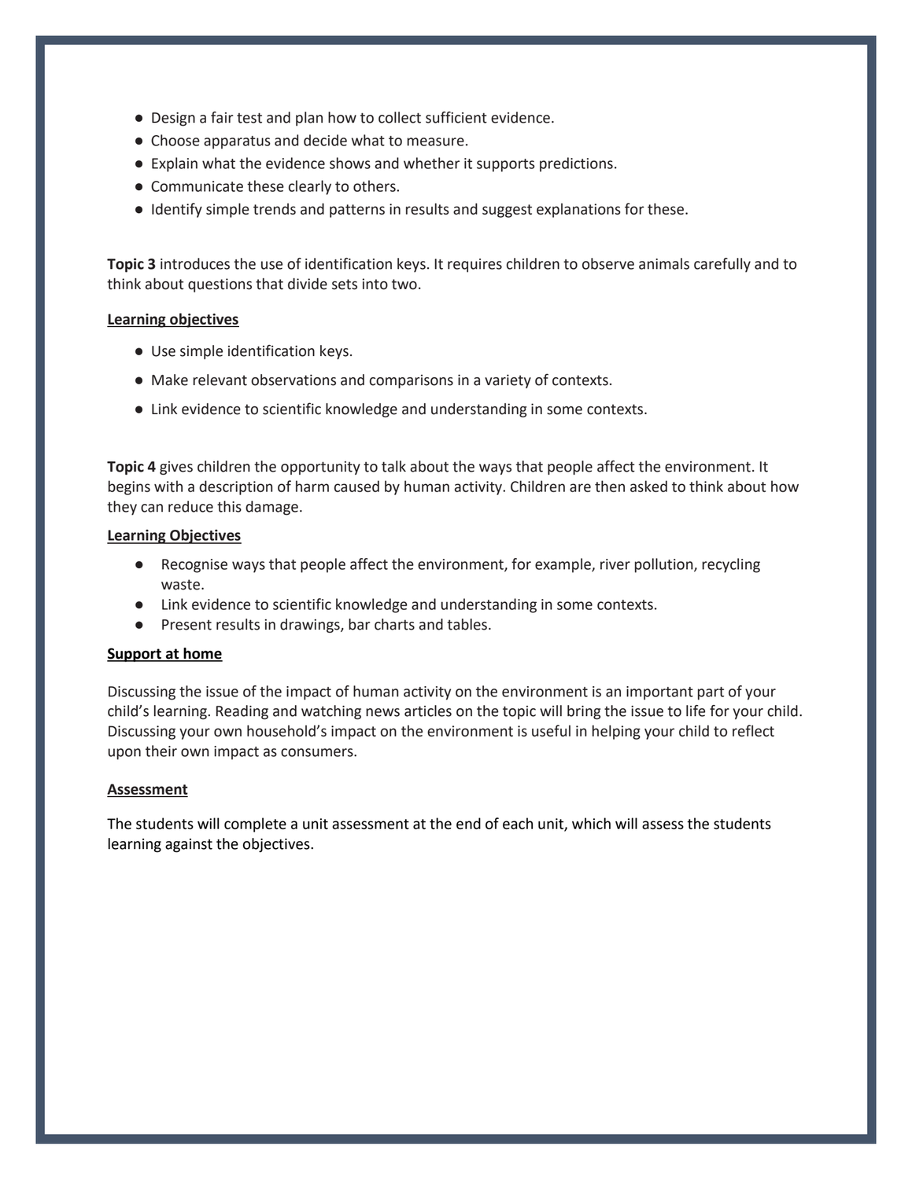- Design a fair test and plan how to collect sufficient evidence.
- Choose apparatus and decide what to measure.
- Explain what the evidence shows and whether it supports predictions.
- Communicate these clearly to others.
- Identify simple trends and patterns in results and suggest explanations for these.

**Topic 3** introduces the use of identification keys. It requires children to observe animals carefully and to think about questions that divide sets into two.

**Learning objectives**

- Use simple identification keys.
- Make relevant observations and comparisons in a variety of contexts.
- Link evidence to scientific knowledge and understanding in some contexts.

**Topic 4** gives children the opportunity to talk about the ways that people affect the environment. It begins with a description of harm caused by human activity. Children are then asked to think about how they can reduce this damage.

**Learning Objectives**

- Recognise ways that people affect the environment, for example, river pollution, recycling waste.
- Link evidence to scientific knowledge and understanding in some contexts.
- Present results in drawings, bar charts and tables.

**Support at home**

Discussing the issue of the impact of human activity on the environment is an important part of your child's learning. Reading and watching news articles on the topic will bring the issue to life for your child. Discussing your own household's impact on the environment is useful in helping your child to reflect upon their own impact as consumers.

**Assessment**

The students will complete a unit assessment at the end of each unit, which will assess the students learning against the objectives.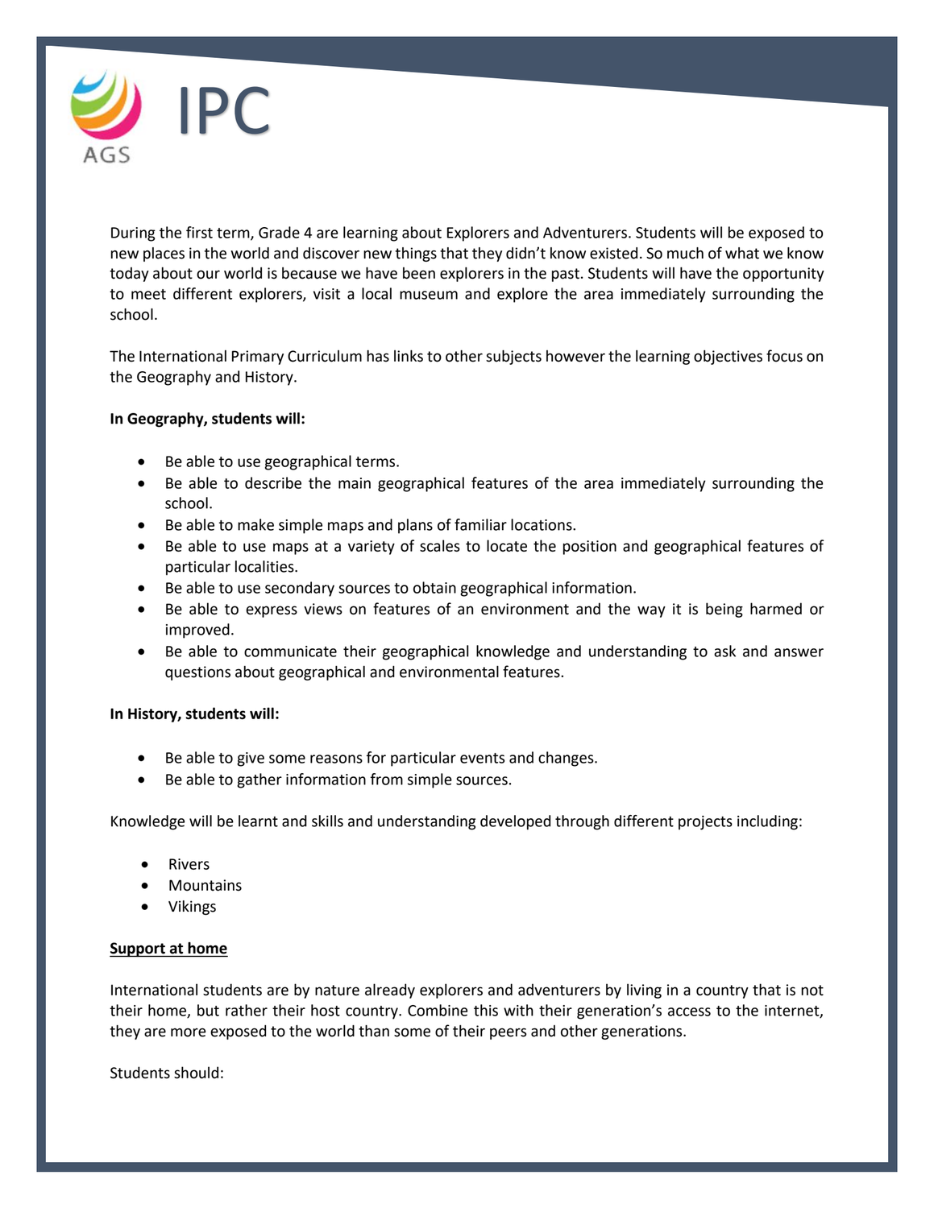# IPC

During the first term, Grade 4 are learning about Explorers and Adventurers. Students will be exposed to new places in the world and discover new things that they didn't know existed. So much of what we know today about our world is because we have been explorers in the past. Students will have the opportunity to meet different explorers, visit a local museum and explore the area immediately surrounding the school.

The International Primary Curriculum has links to other subjects however the learning objectives focus on the Geography and History.

**In Geography, students will:**

- Be able to use geographical terms.
- Be able to describe the main geographical features of the area immediately surrounding the school.
- Be able to make simple maps and plans of familiar locations.
- Be able to use maps at a variety of scales to locate the position and geographical features of particular localities.
- Be able to use secondary sources to obtain geographical information.
- Be able to express views on features of an environment and the way it is being harmed or improved.
- Be able to communicate their geographical knowledge and understanding to ask and answer questions about geographical and environmental features.

**In History, students will:**

- Be able to give some reasons for particular events and changes.
- Be able to gather information from simple sources.

Knowledge will be learnt and skills and understanding developed through different projects including:

- Rivers
- Mountains
- Vikings

**Support at home**

International students are by nature already explorers and adventurers by living in a country that is not their home, but rather their host country. Combine this with their generation's access to the internet, they are more exposed to the world than some of their peers and other generations.

Students should: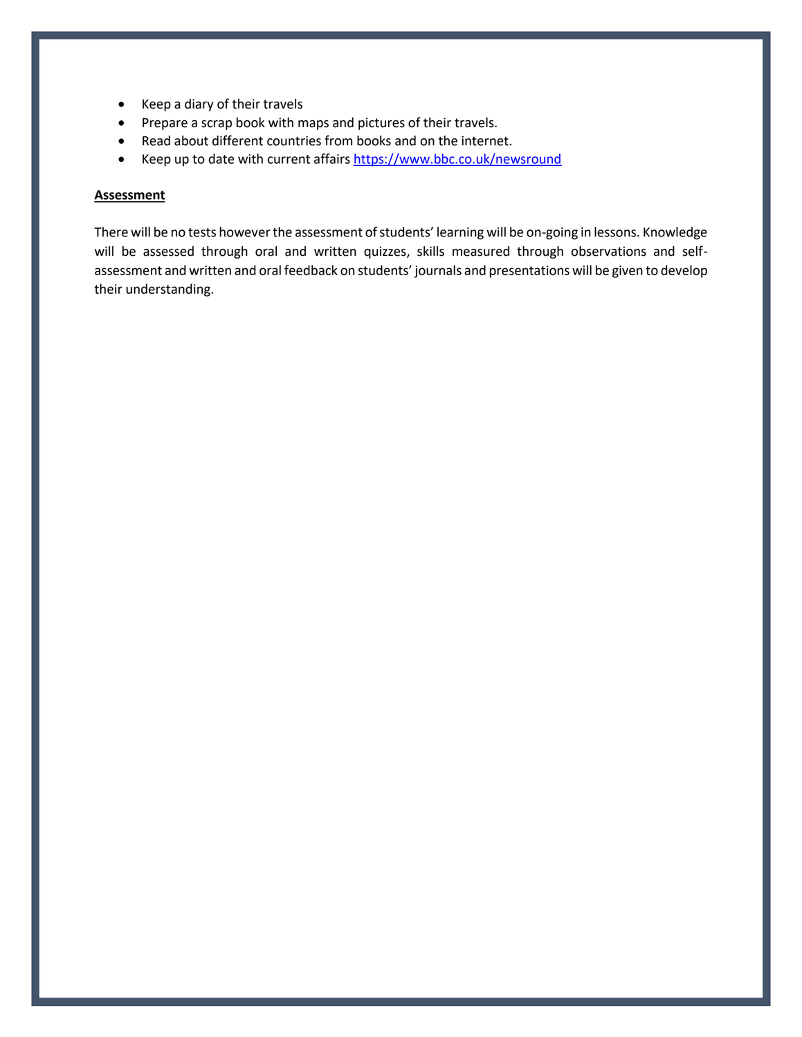- Keep a diary of their travels
- Prepare a scrap book with maps and pictures of their travels.
- Read about different countries from books and on the internet.
- Keep up to date with current affairs [https://www.bbc.co.uk/newsround](https://www.bbc.co.uk/newsround)

**Assessment**

There will be no tests however the assessment of students' learning will be on-going in lessons. Knowledge will be assessed through oral and written quizzes, skills measured through observations and self-assessment and written and oral feedback on students' journals and presentations will be given to develop their understanding.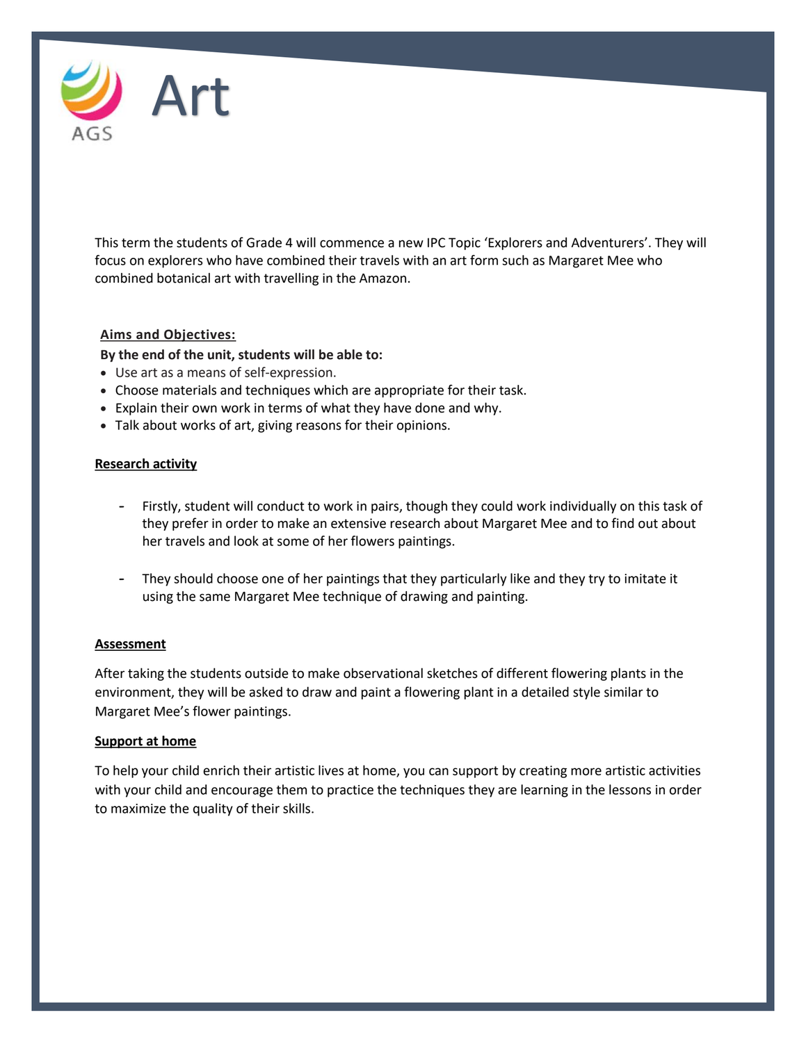# Art

This term the students of Grade 4 will commence a new IPC Topic 'Explorers and Adventurers'. They will focus on explorers who have combined their travels with an art form such as Margaret Mee who combined botanical art with travelling in the Amazon.

**Aims and Objectives:**

**By the end of the unit, students will be able to:**

- Use art as a means of self-expression.
- Choose materials and techniques which are appropriate for their task.
- Explain their own work in terms of what they have done and why.
- Talk about works of art, giving reasons for their opinions.

**Research activity**

- Firstly, student will conduct to work in pairs, though they could work individually on this task of they prefer in order to make an extensive research about Margaret Mee and to find out about her travels and look at some of her flowers paintings.

- They should choose one of her paintings that they particularly like and they try to imitate it using the same Margaret Mee technique of drawing and painting.

**Assessment**

After taking the students outside to make observational sketches of different flowering plants in the environment, they will be asked to draw and paint a flowering plant in a detailed style similar to Margaret Mee's flower paintings.

**Support at home**

To help your child enrich their artistic lives at home, you can support by creating more artistic activities with your child and encourage them to practice the techniques they are learning in the lessons in order to maximize the quality of their skills.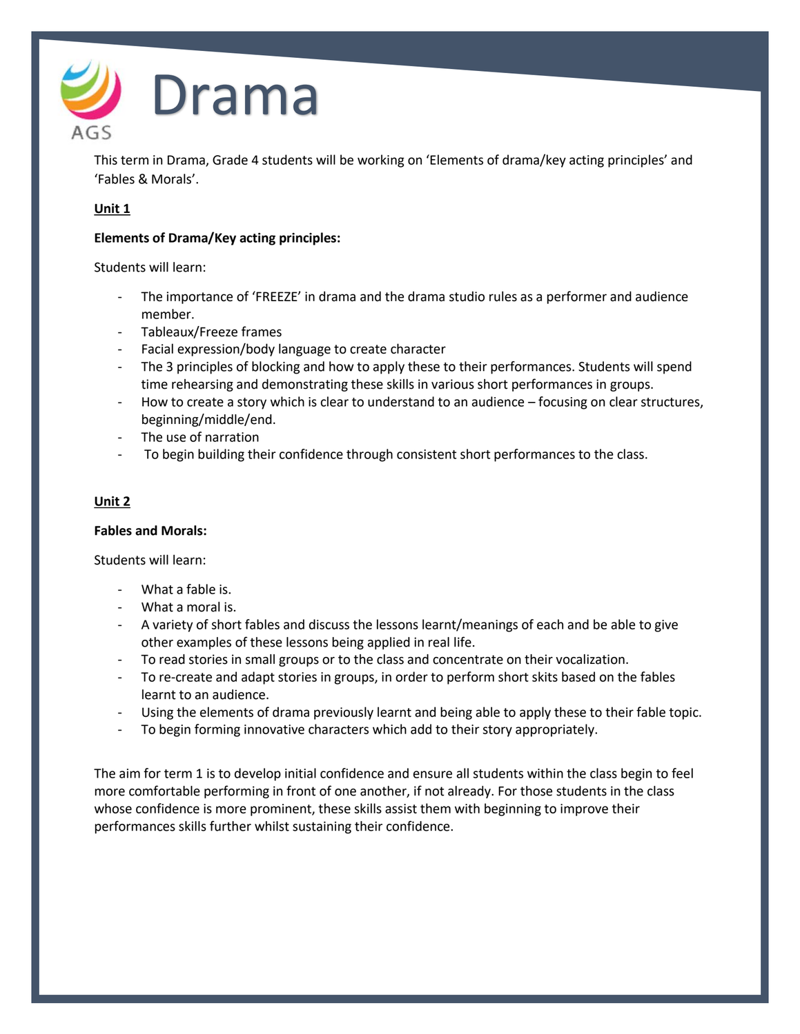# Drama

This term in Drama, Grade 4 students will be working on 'Elements of drama/key acting principles' and 'Fables & Morals'.

**Unit 1**

**Elements of Drama/Key acting principles:**

Students will learn:

- The importance of 'FREEZE' in drama and the drama studio rules as a performer and audience member.
- Tableaux/Freeze frames
- Facial expression/body language to create character
- The 3 principles of blocking and how to apply these to their performances. Students will spend time rehearsing and demonstrating these skills in various short performances in groups.
- How to create a story which is clear to understand to an audience – focusing on clear structures, beginning/middle/end.
- The use of narration
- To begin building their confidence through consistent short performances to the class.

**Unit 2**

**Fables and Morals:**

Students will learn:

- What a fable is.
- What a moral is.
- A variety of short fables and discuss the lessons learnt/meanings of each and be able to give other examples of these lessons being applied in real life.
- To read stories in small groups or to the class and concentrate on their vocalization.
- To re-create and adapt stories in groups, in order to perform short skits based on the fables learnt to an audience.
- Using the elements of drama previously learnt and being able to apply these to their fable topic.
- To begin forming innovative characters which add to their story appropriately.

The aim for term 1 is to develop initial confidence and ensure all students within the class begin to feel more comfortable performing in front of one another, if not already. For those students in the class whose confidence is more prominent, these skills assist them with beginning to improve their performances skills further whilst sustaining their confidence.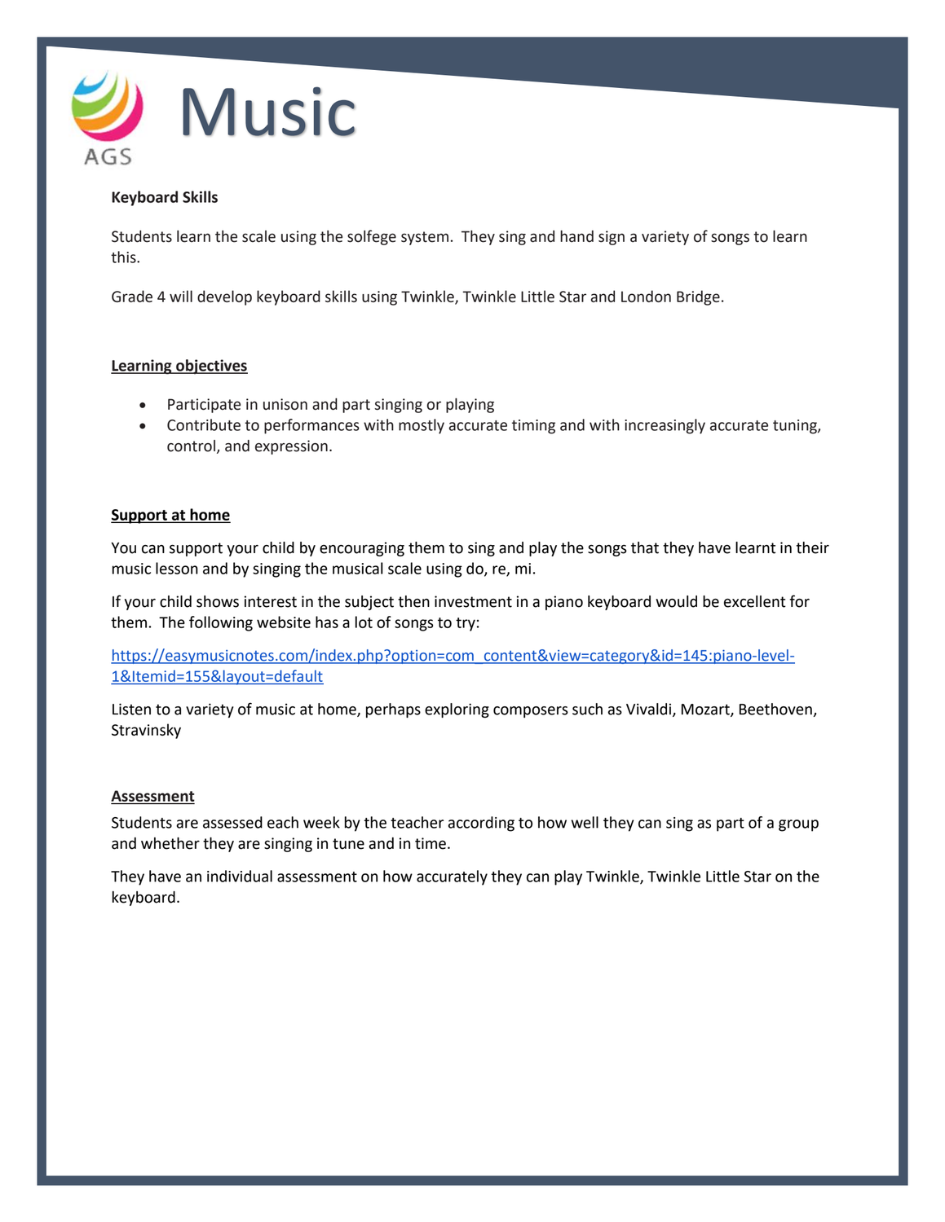# Music

**Keyboard Skills**

Students learn the scale using the solfege system. They sing and hand sign a variety of songs to learn this.

Grade 4 will develop keyboard skills using Twinkle, Twinkle Little Star and London Bridge.

## Learning objectives

- Participate in unison and part singing or playing
- Contribute to performances with mostly accurate timing and with increasingly accurate tuning, control, and expression.

## Support at home

You can support your child by encouraging them to sing and play the songs that they have learnt in their music lesson and by singing the musical scale using do, re, mi.

If your child shows interest in the subject then investment in a piano keyboard would be excellent for them. The following website has a lot of songs to try:

https://easymusicnotes.com/index.php?option=com_content&view=category&id=145:piano-level-1&Itemid=155&layout=default

Listen to a variety of music at home, perhaps exploring composers such as Vivaldi, Mozart, Beethoven, Stravinsky

## Assessment

Students are assessed each week by the teacher according to how well they can sing as part of a group and whether they are singing in tune and in time.

They have an individual assessment on how accurately they can play Twinkle, Twinkle Little Star on the keyboard.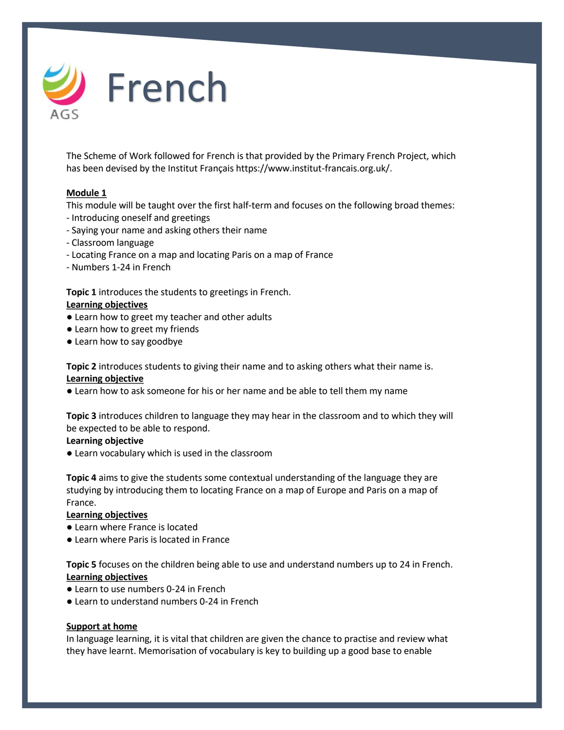# French

The Scheme of Work followed for French is that provided by the Primary French Project, which has been devised by the Institut Français https://www.institut-francais.org.uk/.

**Module 1**

This module will be taught over the first half-term and focuses on the following broad themes:

- Introducing oneself and greetings
- Saying your name and asking others their name
- Classroom language
- Locating France on a map and locating Paris on a map of France
- Numbers 1-24 in French

**Topic 1** introduces the students to greetings in French.

**Learning objectives**

- Learn how to greet my teacher and other adults
- Learn how to greet my friends
- Learn how to say goodbye

**Topic 2** introduces students to giving their name and to asking others what their name is.

**Learning objective**

- Learn how to ask someone for his or her name and be able to tell them my name

**Topic 3** introduces children to language they may hear in the classroom and to which they will be expected to be able to respond.

**Learning objective**

- Learn vocabulary which is used in the classroom

**Topic 4** aims to give the students some contextual understanding of the language they are studying by introducing them to locating France on a map of Europe and Paris on a map of France.

**Learning objectives**

- Learn where France is located
- Learn where Paris is located in France

**Topic 5** focuses on the children being able to use and understand numbers up to 24 in French.

**Learning objectives**

- Learn to use numbers 0-24 in French
- Learn to understand numbers 0-24 in French

**Support at home**

In language learning, it is vital that children are given the chance to practise and review what they have learnt. Memorisation of vocabulary is key to building up a good base to enable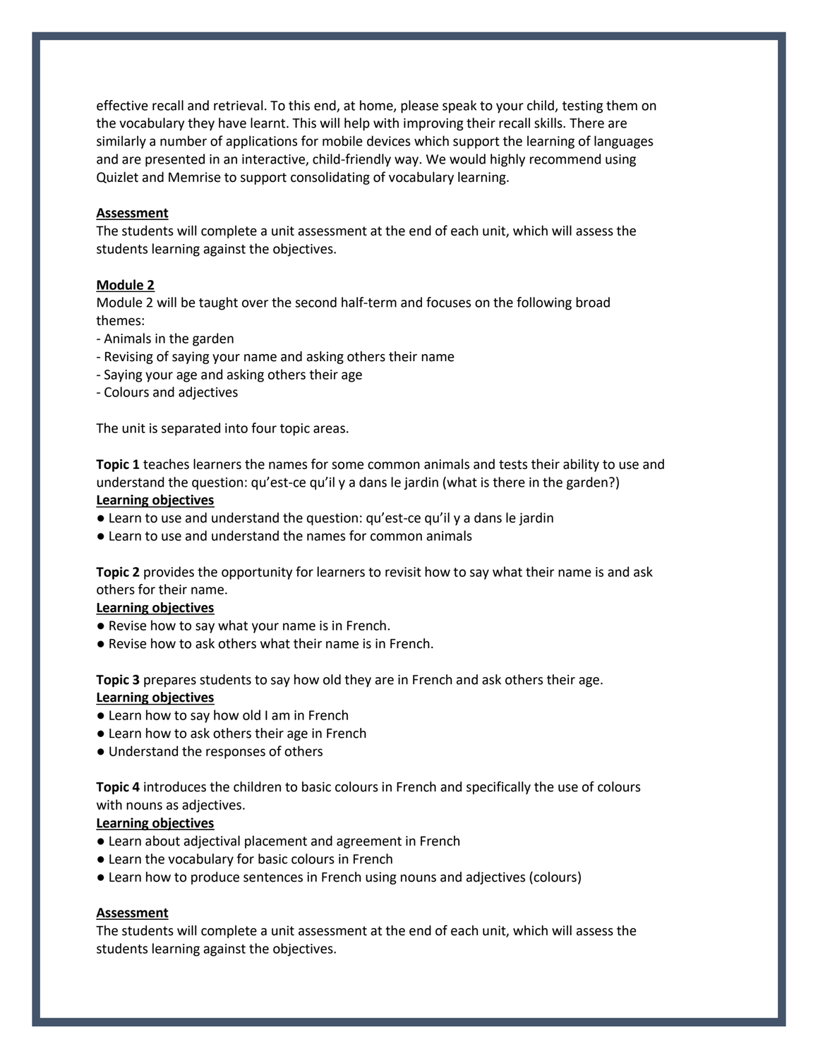effective recall and retrieval. To this end, at home, please speak to your child, testing them on the vocabulary they have learnt. This will help with improving their recall skills. There are similarly a number of applications for mobile devices which support the learning of languages and are presented in an interactive, child-friendly way. We would highly recommend using Quizlet and Memrise to support consolidating of vocabulary learning.

**<u>Assessment</u>**
The students will complete a unit assessment at the end of each unit, which will assess the students learning against the objectives.

**<u>Module 2</u>**
Module 2 will be taught over the second half-term and focuses on the following broad themes:
- Animals in the garden
- Revising of saying your name and asking others their name
- Saying your age and asking others their age
- Colours and adjectives

The unit is separated into four topic areas.

**Topic 1** teaches learners the names for some common animals and tests their ability to use and understand the question: qu'est-ce qu'il y a dans le jardin (what is there in the garden?)
**<u>Learning objectives</u>**
- Learn to use and understand the question: qu'est-ce qu'il y a dans le jardin
- Learn to use and understand the names for common animals

**Topic 2** provides the opportunity for learners to revisit how to say what their name is and ask others for their name.
**<u>Learning objectives</u>**
- Revise how to say what your name is in French.
- Revise how to ask others what their name is in French.

**Topic 3** prepares students to say how old they are in French and ask others their age.
**<u>Learning objectives</u>**
- Learn how to say how old I am in French
- Learn how to ask others their age in French
- Understand the responses of others

**Topic 4** introduces the children to basic colours in French and specifically the use of colours with nouns as adjectives.
**<u>Learning objectives</u>**
- Learn about adjectival placement and agreement in French
- Learn the vocabulary for basic colours in French
- Learn how to produce sentences in French using nouns and adjectives (colours)

**<u>Assessment</u>**
The students will complete a unit assessment at the end of each unit, which will assess the students learning against the objectives.